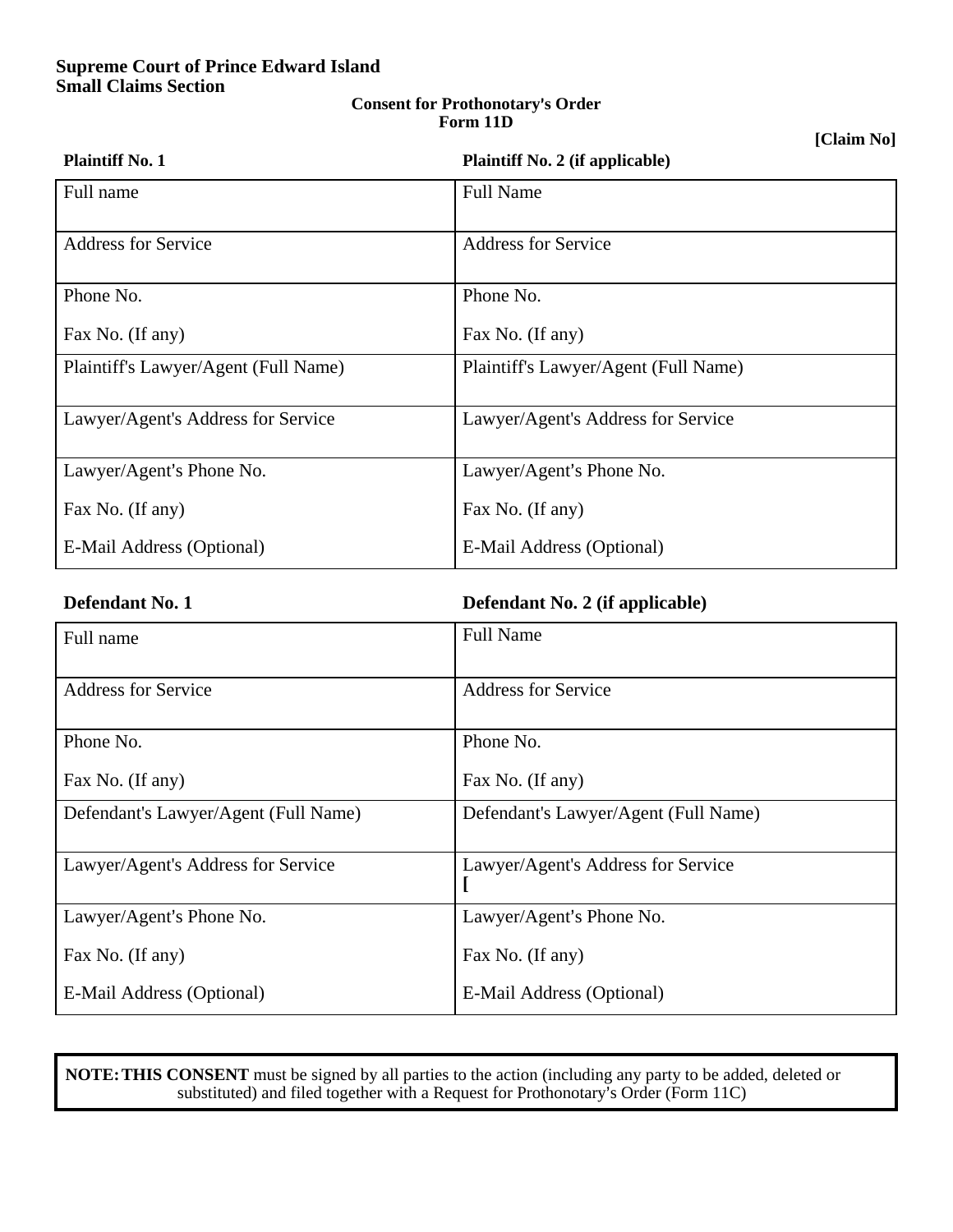**Supreme Court of Prince Edward Island**
**Small Claims Section**

**Consent for Prothonotary's Order**
**Form 11D**

**[Claim No]**

| **Plaintiff No. 1** | **Plaintiff No. 2 (if applicable)** |
|---|---|
| Full name | Full Name |
| Address for Service | Address for Service |
| Phone No.<br><br>Fax No. (If any) | Phone No.<br><br>Fax No. (If any) |
| Plaintiff's Lawyer/Agent (Full Name) | Plaintiff's Lawyer/Agent (Full Name) |
| Lawyer/Agent's Address for Service | Lawyer/Agent's Address for Service |
| Lawyer/Agent's Phone No.<br><br>Fax No. (If any)<br><br>E-Mail Address (Optional) | Lawyer/Agent's Phone No.<br><br>Fax No. (If any)<br><br>E-Mail Address (Optional) |

| **Defendant No. 1** | **Defendant No. 2 (if applicable)** |
|---|---|
| Full name | Full Name |
| Address for Service | Address for Service |
| Phone No.<br><br>Fax No. (If any) | Phone No.<br><br>Fax No. (If any) |
| Defendant's Lawyer/Agent (Full Name) | Defendant's Lawyer/Agent (Full Name) |
| Lawyer/Agent's Address for Service | Lawyer/Agent's Address for Service<br>**[** |
| Lawyer/Agent's Phone No.<br><br>Fax No. (If any)<br><br>E-Mail Address (Optional) | Lawyer/Agent's Phone No.<br><br>Fax No. (If any)<br><br>E-Mail Address (Optional) |

**NOTE: THIS CONSENT** must be signed by all parties to the action (including any party to be added, deleted or substituted) and filed together with a Request for Prothonotary's Order (Form 11C)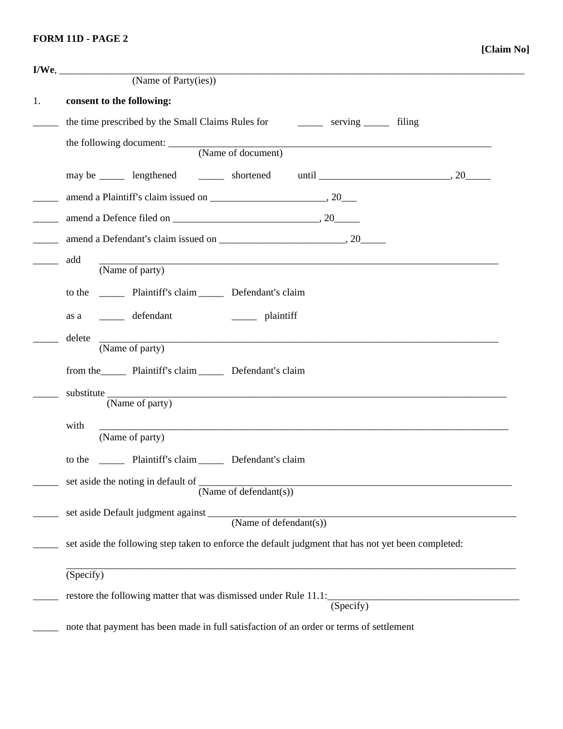**FORM 11D - PAGE 2**

**[Claim No]**

**I/We**, ______________________________________________________________________________
(Name of Party(ies))

1. **consent to the following:**

_____ the time prescribed by the Small Claims Rules for _____ serving _____ filing

the following document: ________________________________________________________
(Name of document)

may be _____ lengthened _____ shortened until __________________________, 20_____

_____ amend a Plaintiff's claim issued on _______________________, 20___

_____ amend a Defence filed on _____________________________, 20_____

_____ amend a Defendant's claim issued on _________________________, 20_____

_____ add ____________________________________________________________________
(Name of party)

to the _____ Plaintiff's claim _____ Defendant's claim

as a _____ defendant _____ plaintiff

_____ delete ____________________________________________________________________
(Name of party)

from the_____ Plaintiff's claim _____ Defendant's claim

_____ substitute ____________________________________________________________________
(Name of party)

with ____________________________________________________________________
(Name of party)

to the _____ Plaintiff's claim _____ Defendant's claim

_____ set aside the noting in default of ______________________________________________________
(Name of defendant(s))

_____ set aside Default judgment against ____________________________________________________
(Name of defendant(s))

_____ set aside the following step taken to enforce the default judgment that has not yet been completed:

__________________________________________________________________________________
(Specify)

_____ restore the following matter that was dismissed under Rule 11.1:______________________________________
(Specify)

_____ note that payment has been made in full satisfaction of an order or terms of settlement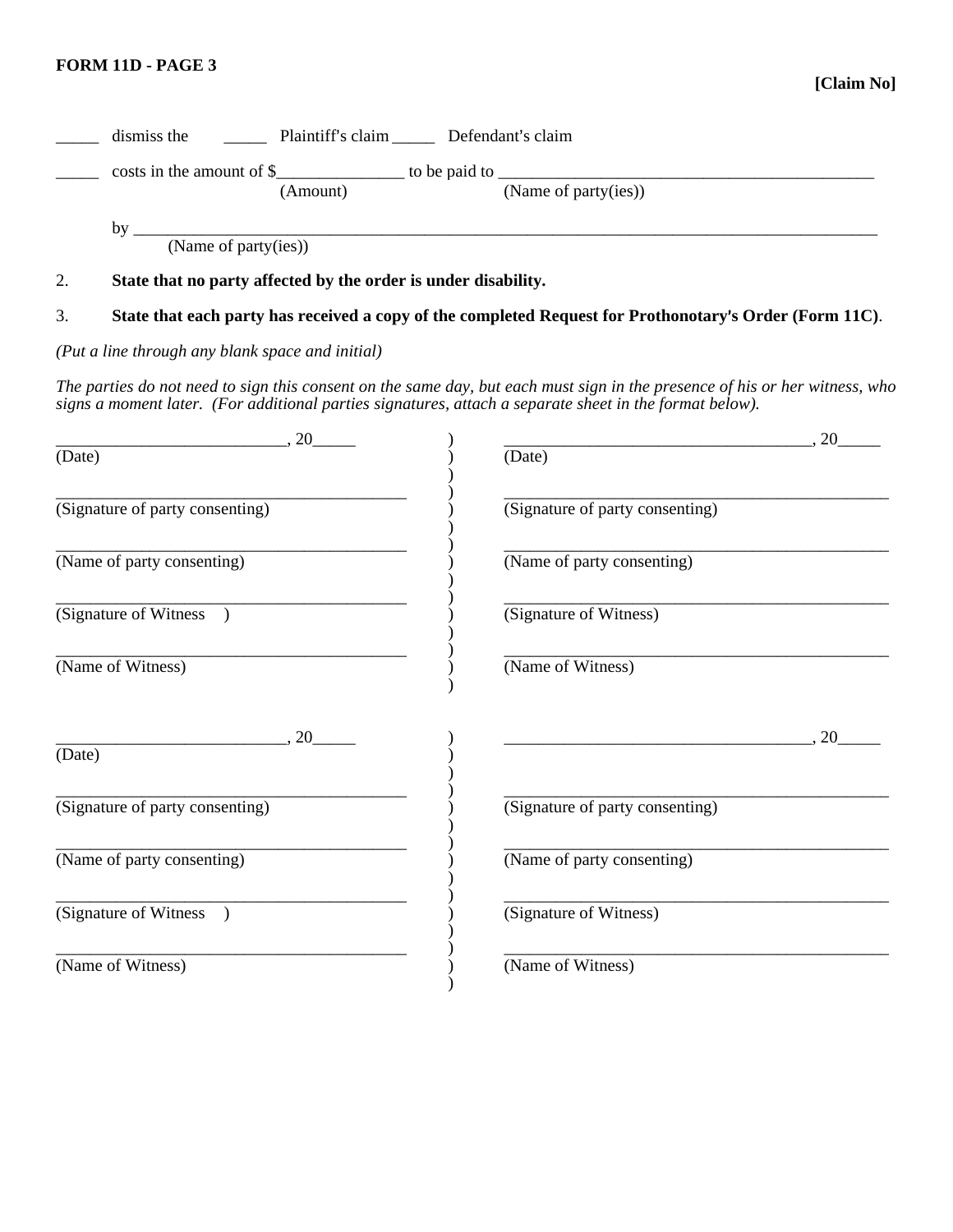**FORM 11D - PAGE 3**

**[Claim No]**

_____ dismiss the _____ Plaintiff's claim _____ Defendant's claim

_____ costs in the amount of $_______________ to be paid to _____________________________________________
(Amount) (Name of party(ies))

by ______________________________________________________________________________________
(Name of party(ies))

2. **State that no party affected by the order is under disability.**

3. **State that each party has received a copy of the completed Request for Prothonotary's Order (Form 11C)**.

*(Put a line through any blank space and initial)*

*The parties do not need to sign this consent on the same day, but each must sign in the presence of his or her witness, who signs a moment later. (For additional parties signatures, attach a separate sheet in the format below).*

| | | |
|---|---|---|
| ___________________________, 20_____ (Date) | ) | _____________________________________, 20_____ (Date) |
| ___________________________________________ (Signature of party consenting) | ) | _______________________________________________ (Signature of party consenting) |
| ___________________________________________ (Name of party consenting) | ) | _______________________________________________ (Name of party consenting) |
| ___________________________________________ (Signature of Witness ) | ) | _______________________________________________ (Signature of Witness) |
| ___________________________________________ (Name of Witness) | ) | _______________________________________________ (Name of Witness) |

| | | |
|---|---|---|
| ___________________________, 20_____ (Date) | ) | _____________________________________, 20_____ |
| ___________________________________________ (Signature of party consenting) | ) | _______________________________________________ (Signature of party consenting) |
| ___________________________________________ (Name of party consenting) | ) | _______________________________________________ (Name of party consenting) |
| ___________________________________________ (Signature of Witness ) | ) | _______________________________________________ (Signature of Witness) |
| ___________________________________________ (Name of Witness) | ) | _______________________________________________ (Name of Witness) |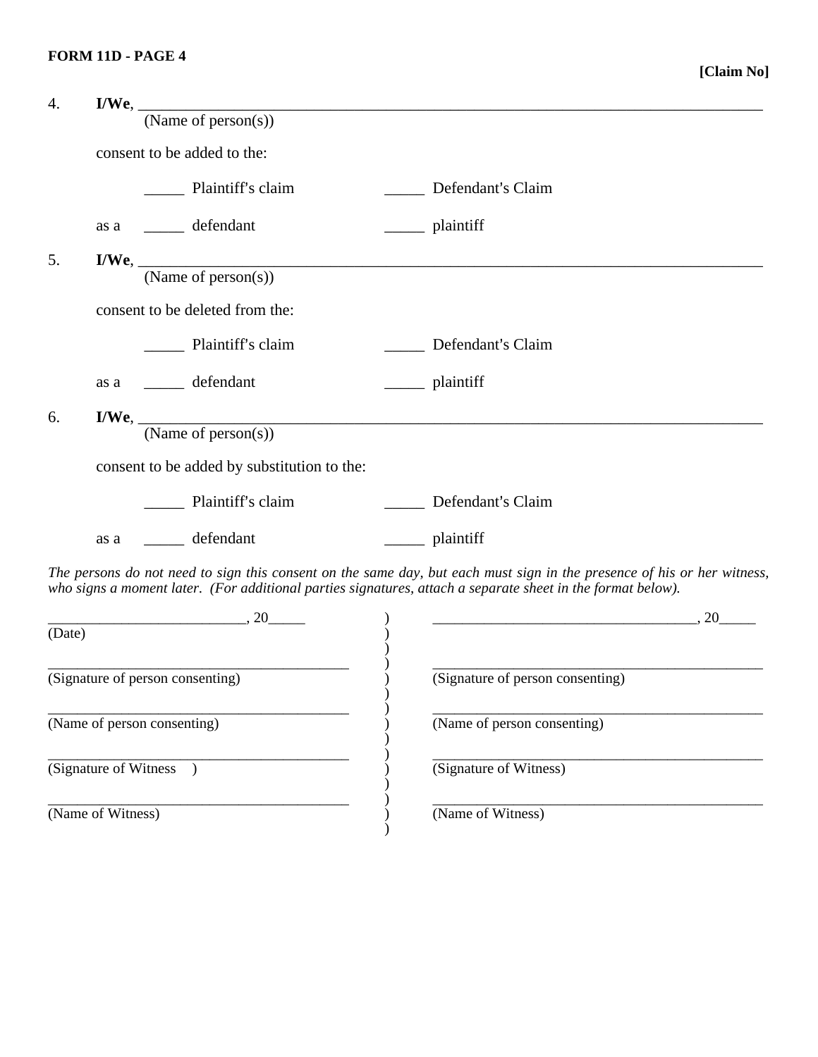**FORM 11D - PAGE 4**

**[Claim No]**

4. **I/We**, ______________________________________________________________________________
   (Name of person(s))

   consent to be added to the:

   _____ Plaintiff's claim _____ Defendant's Claim

   as a _____ defendant _____ plaintiff

5. **I/We**, ______________________________________________________________________________
   (Name of person(s))

   consent to be deleted from the:

   _____ Plaintiff's claim _____ Defendant's Claim

   as a _____ defendant _____ plaintiff

6. **I/We**, ______________________________________________________________________________
   (Name of person(s))

   consent to be added by substitution to the:

   _____ Plaintiff's claim _____ Defendant's Claim

   as a _____ defendant _____ plaintiff

*The persons do not need to sign this consent on the same day, but each must sign in the presence of his or her witness, who signs a moment later. (For additional parties signatures, attach a separate sheet in the format below).*

| | | |
|---|---|---|
| ___________________________, 20_____ (Date) | ) | ___________________________, 20_____ |
| ___________________________ (Signature of person consenting) | ) | ___________________________ (Signature of person consenting) |
| ___________________________ (Name of person consenting) | ) | ___________________________ (Name of person consenting) |
| ___________________________ (Signature of Witness ) | ) | ___________________________ (Signature of Witness) |
| ___________________________ (Name of Witness) | ) | ___________________________ (Name of Witness) |